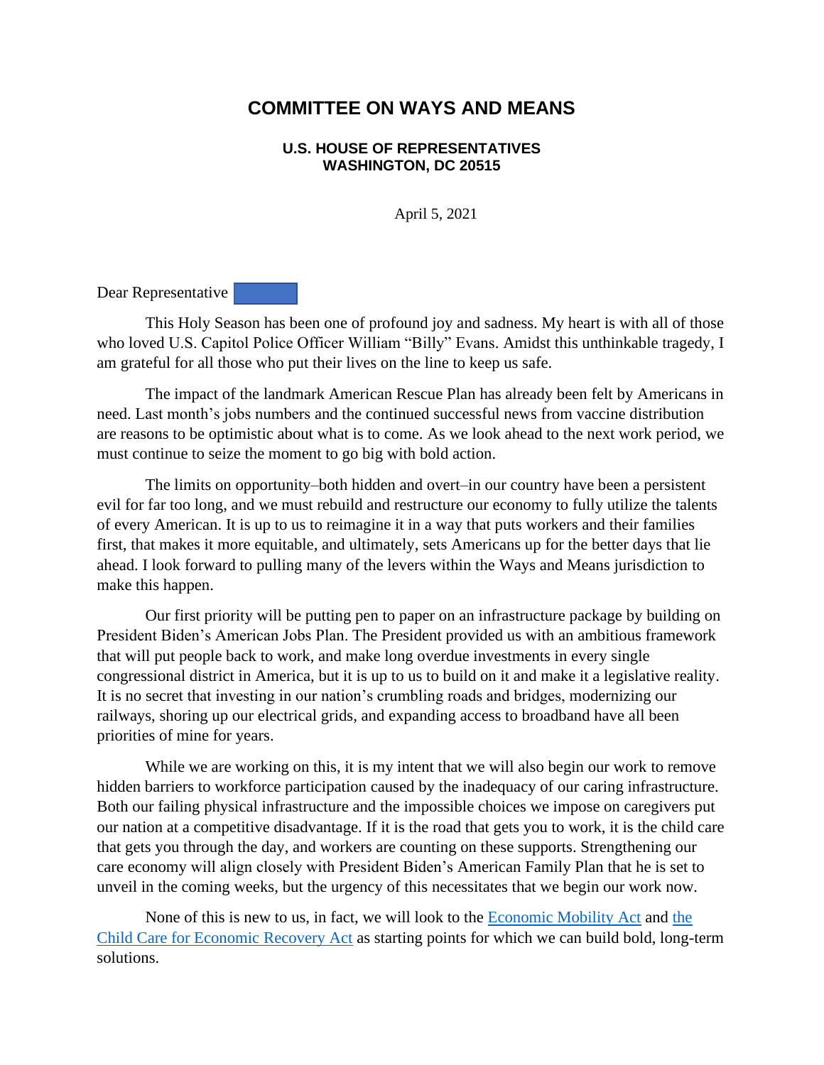# COMMITTEE ON WAYS AND MEANS

**U.S. HOUSE OF REPRESENTATIVES**
**WASHINGTON, DC 20515**

April 5, 2021

Dear Representative

This Holy Season has been one of profound joy and sadness. My heart is with all of those who loved U.S. Capitol Police Officer William "Billy" Evans. Amidst this unthinkable tragedy, I am grateful for all those who put their lives on the line to keep us safe.

The impact of the landmark American Rescue Plan has already been felt by Americans in need. Last month's jobs numbers and the continued successful news from vaccine distribution are reasons to be optimistic about what is to come. As we look ahead to the next work period, we must continue to seize the moment to go big with bold action.

The limits on opportunity–both hidden and overt–in our country have been a persistent evil for far too long, and we must rebuild and restructure our economy to fully utilize the talents of every American. It is up to us to reimagine it in a way that puts workers and their families first, that makes it more equitable, and ultimately, sets Americans up for the better days that lie ahead. I look forward to pulling many of the levers within the Ways and Means jurisdiction to make this happen.

Our first priority will be putting pen to paper on an infrastructure package by building on President Biden's American Jobs Plan. The President provided us with an ambitious framework that will put people back to work, and make long overdue investments in every single congressional district in America, but it is up to us to build on it and make it a legislative reality. It is no secret that investing in our nation's crumbling roads and bridges, modernizing our railways, shoring up our electrical grids, and expanding access to broadband have all been priorities of mine for years.

While we are working on this, it is my intent that we will also begin our work to remove hidden barriers to workforce participation caused by the inadequacy of our caring infrastructure. Both our failing physical infrastructure and the impossible choices we impose on caregivers put our nation at a competitive disadvantage. If it is the road that gets you to work, it is the child care that gets you through the day, and workers are counting on these supports. Strengthening our care economy will align closely with President Biden's American Family Plan that he is set to unveil in the coming weeks, but the urgency of this necessitates that we begin our work now.

None of this is new to us, in fact, we will look to the Economic Mobility Act and the Child Care for Economic Recovery Act as starting points for which we can build bold, long-term solutions.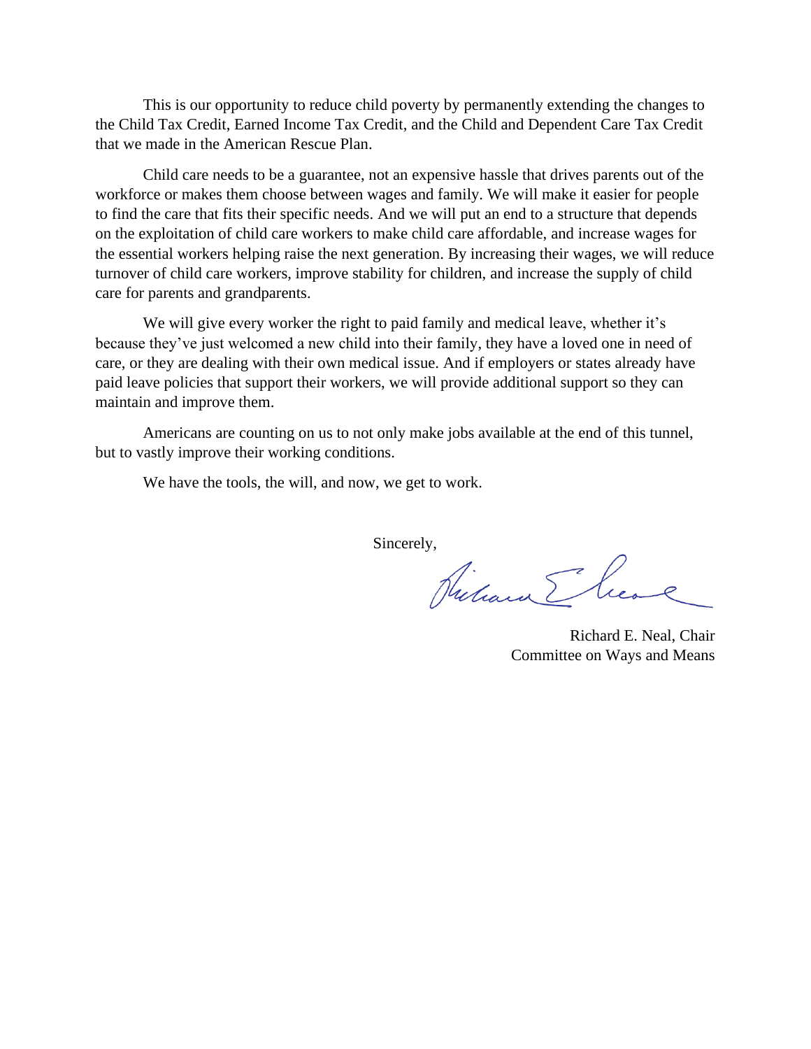This is our opportunity to reduce child poverty by permanently extending the changes to the Child Tax Credit, Earned Income Tax Credit, and the Child and Dependent Care Tax Credit that we made in the American Rescue Plan.

Child care needs to be a guarantee, not an expensive hassle that drives parents out of the workforce or makes them choose between wages and family. We will make it easier for people to find the care that fits their specific needs. And we will put an end to a structure that depends on the exploitation of child care workers to make child care affordable, and increase wages for the essential workers helping raise the next generation. By increasing their wages, we will reduce turnover of child care workers, improve stability for children, and increase the supply of child care for parents and grandparents.

We will give every worker the right to paid family and medical leave, whether it's because they've just welcomed a new child into their family, they have a loved one in need of care, or they are dealing with their own medical issue. And if employers or states already have paid leave policies that support their workers, we will provide additional support so they can maintain and improve them.

Americans are counting on us to not only make jobs available at the end of this tunnel, but to vastly improve their working conditions.

We have the tools, the will, and now, we get to work.

Sincerely,

Richard E. Neal, Chair
Committee on Ways and Means